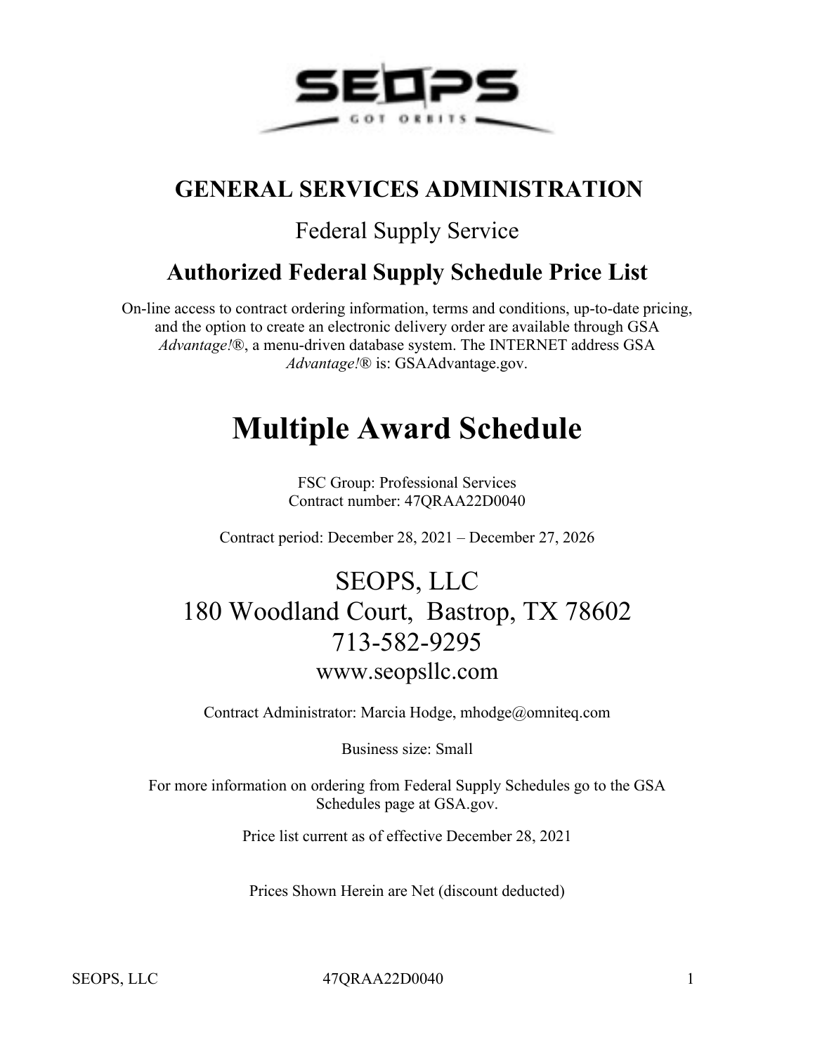# GENERAL SERVICES ADMINISTRATION

## Federal Supply Service

## Authorized Federal Supply Schedule Price List

On-line access to contract ordering information, terms and conditions, up-to-date pricing, and the option to create an electronic delivery order are available through GSA *Advantage!*®, a menu-driven database system. The INTERNET address GSA *Advantage!*® is: GSAAdvantage.gov.

# Multiple Award Schedule

FSC Group: Professional Services
Contract number: 47QRAA22D0040

Contract period: December 28, 2021 – December 27, 2026

## SEOPS, LLC
## 180 Woodland Court, Bastrop, TX 78602
## 713-582-9295
### www.seopsllc.com

Contract Administrator: Marcia Hodge, mhodge@omniteq.com

Business size: Small

For more information on ordering from Federal Supply Schedules go to the GSA Schedules page at GSA.gov.

Price list current as of effective December 28, 2021

Prices Shown Herein are Net (discount deducted)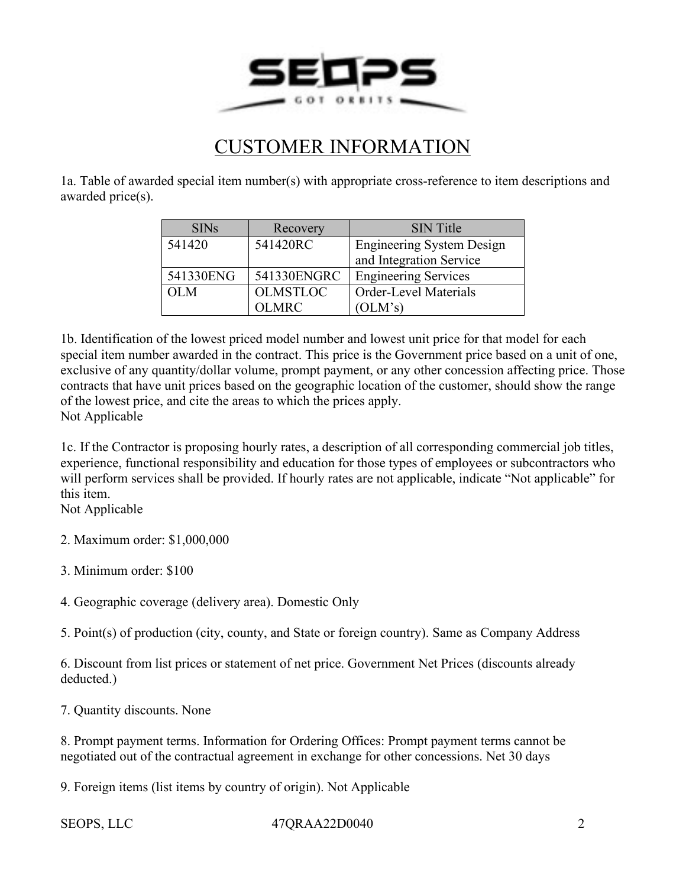# CUSTOMER INFORMATION

1a. Table of awarded special item number(s) with appropriate cross-reference to item descriptions and awarded price(s).

| SINs | Recovery | SIN Title |
|---|---|---|
| 541420 | 541420RC | Engineering System Design and Integration Service |
| 541330ENG | 541330ENGRC | Engineering Services |
| OLM | OLMSTLOC OLMRC | Order-Level Materials (OLM's) |

1b. Identification of the lowest priced model number and lowest unit price for that model for each special item number awarded in the contract. This price is the Government price based on a unit of one, exclusive of any quantity/dollar volume, prompt payment, or any other concession affecting price. Those contracts that have unit prices based on the geographic location of the customer, should show the range of the lowest price, and cite the areas to which the prices apply.
Not Applicable

1c. If the Contractor is proposing hourly rates, a description of all corresponding commercial job titles, experience, functional responsibility and education for those types of employees or subcontractors who will perform services shall be provided. If hourly rates are not applicable, indicate "Not applicable" for this item.
Not Applicable

2. Maximum order: $1,000,000

3. Minimum order: $100

4. Geographic coverage (delivery area). Domestic Only

5. Point(s) of production (city, county, and State or foreign country). Same as Company Address

6. Discount from list prices or statement of net price. Government Net Prices (discounts already deducted.)

7. Quantity discounts. None

8. Prompt payment terms. Information for Ordering Offices: Prompt payment terms cannot be negotiated out of the contractual agreement in exchange for other concessions. Net 30 days

9. Foreign items (list items by country of origin). Not Applicable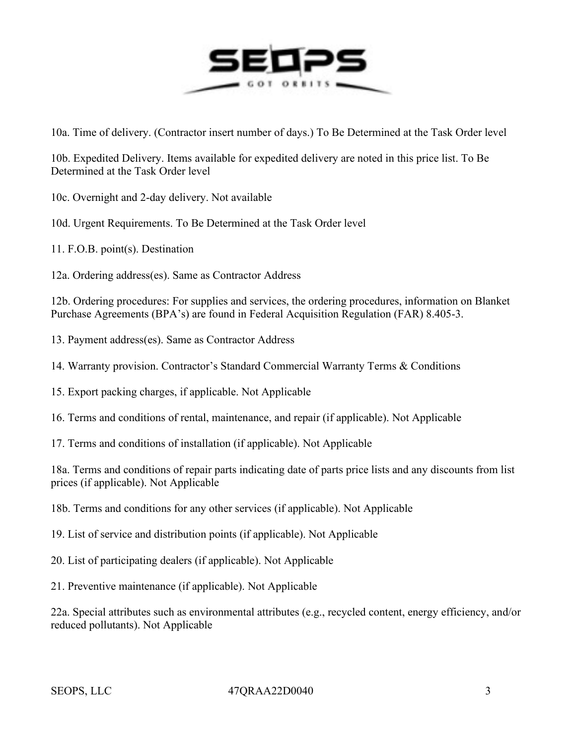10a. Time of delivery. (Contractor insert number of days.) To Be Determined at the Task Order level

10b. Expedited Delivery. Items available for expedited delivery are noted in this price list. To Be Determined at the Task Order level

10c. Overnight and 2-day delivery. Not available

10d. Urgent Requirements. To Be Determined at the Task Order level

11. F.O.B. point(s). Destination

12a. Ordering address(es). Same as Contractor Address

12b. Ordering procedures: For supplies and services, the ordering procedures, information on Blanket Purchase Agreements (BPA's) are found in Federal Acquisition Regulation (FAR) 8.405-3.

13. Payment address(es). Same as Contractor Address

14. Warranty provision. Contractor's Standard Commercial Warranty Terms & Conditions

15. Export packing charges, if applicable. Not Applicable

16. Terms and conditions of rental, maintenance, and repair (if applicable). Not Applicable

17. Terms and conditions of installation (if applicable). Not Applicable

18a. Terms and conditions of repair parts indicating date of parts price lists and any discounts from list prices (if applicable). Not Applicable

18b. Terms and conditions for any other services (if applicable). Not Applicable

19. List of service and distribution points (if applicable). Not Applicable

20. List of participating dealers (if applicable). Not Applicable

21. Preventive maintenance (if applicable). Not Applicable

22a. Special attributes such as environmental attributes (e.g., recycled content, energy efficiency, and/or reduced pollutants). Not Applicable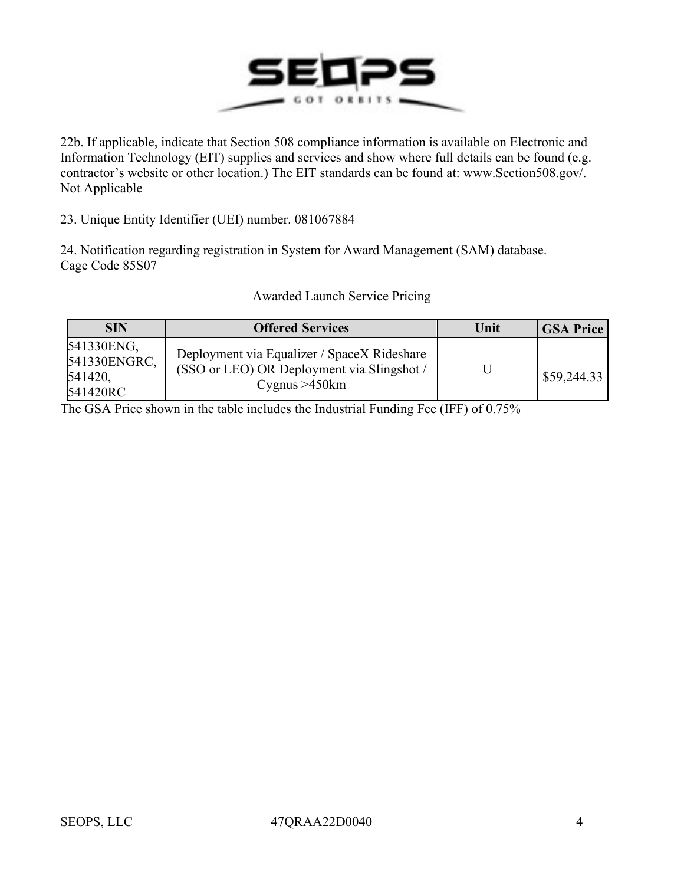22b. If applicable, indicate that Section 508 compliance information is available on Electronic and Information Technology (EIT) supplies and services and show where full details can be found (e.g. contractor's website or other location.) The EIT standards can be found at: www.Section508.gov/.
Not Applicable

23. Unique Entity Identifier (UEI) number. 081067884

24. Notification regarding registration in System for Award Management (SAM) database.
Cage Code 85S07

Awarded Launch Service Pricing

| SIN | Offered Services | Unit | GSA Price |
|---|---|---|---|
| 541330ENG, 541330ENGRC, 541420, 541420RC | Deployment via Equalizer / SpaceX Rideshare (SSO or LEO) OR Deployment via Slingshot / Cygnus >450km | U | $59,244.33 |

The GSA Price shown in the table includes the Industrial Funding Fee (IFF) of 0.75%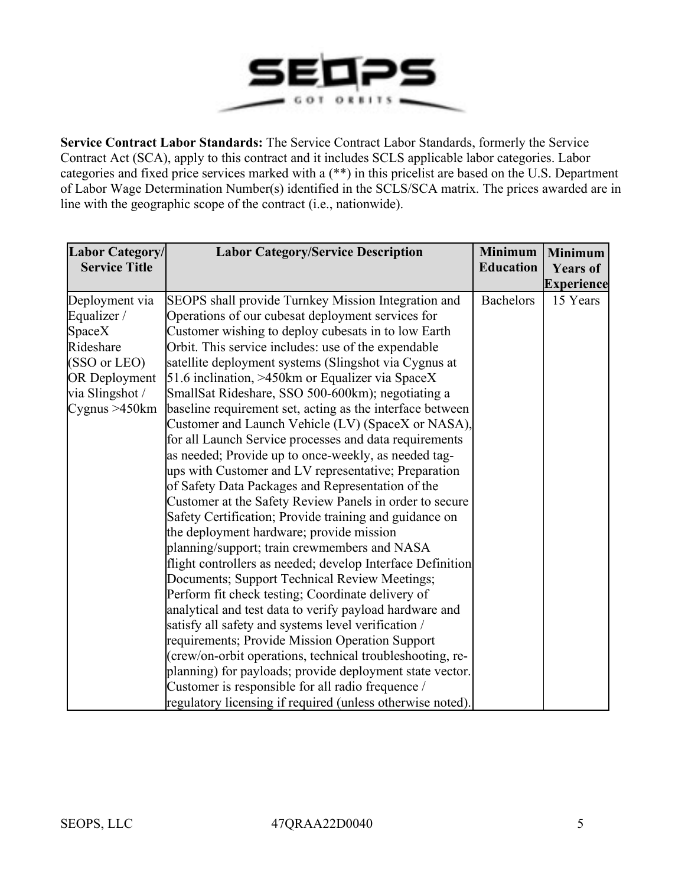**Service Contract Labor Standards:** The Service Contract Labor Standards, formerly the Service Contract Act (SCA), apply to this contract and it includes SCLS applicable labor categories. Labor categories and fixed price services marked with a (**) in this pricelist are based on the U.S. Department of Labor Wage Determination Number(s) identified in the SCLS/SCA matrix. The prices awarded are in line with the geographic scope of the contract (i.e., nationwide).

| Labor Category/ Service Title | Labor Category/Service Description | Minimum Education | Minimum Years of Experience |
|---|---|---|---|
| Deployment via Equalizer / SpaceX Rideshare (SSO or LEO) OR Deployment via Slingshot / Cygnus >450km | SEOPS shall provide Turnkey Mission Integration and Operations of our cubesat deployment services for Customer wishing to deploy cubesats in to low Earth Orbit. This service includes: use of the expendable satellite deployment systems (Slingshot via Cygnus at 51.6 inclination, >450km or Equalizer via SpaceX SmallSat Rideshare, SSO 500-600km); negotiating a baseline requirement set, acting as the interface between Customer and Launch Vehicle (LV) (SpaceX or NASA), for all Launch Service processes and data requirements as needed; Provide up to once-weekly, as needed tag-ups with Customer and LV representative; Preparation of Safety Data Packages and Representation of the Customer at the Safety Review Panels in order to secure Safety Certification; Provide training and guidance on the deployment hardware; provide mission planning/support; train crewmembers and NASA flight controllers as needed; develop Interface Definition Documents; Support Technical Review Meetings; Perform fit check testing; Coordinate delivery of analytical and test data to verify payload hardware and satisfy all safety and systems level verification / requirements; Provide Mission Operation Support (crew/on-orbit operations, technical troubleshooting, re-planning) for payloads; provide deployment state vector. Customer is responsible for all radio frequence / regulatory licensing if required (unless otherwise noted). | Bachelors | 15 Years |